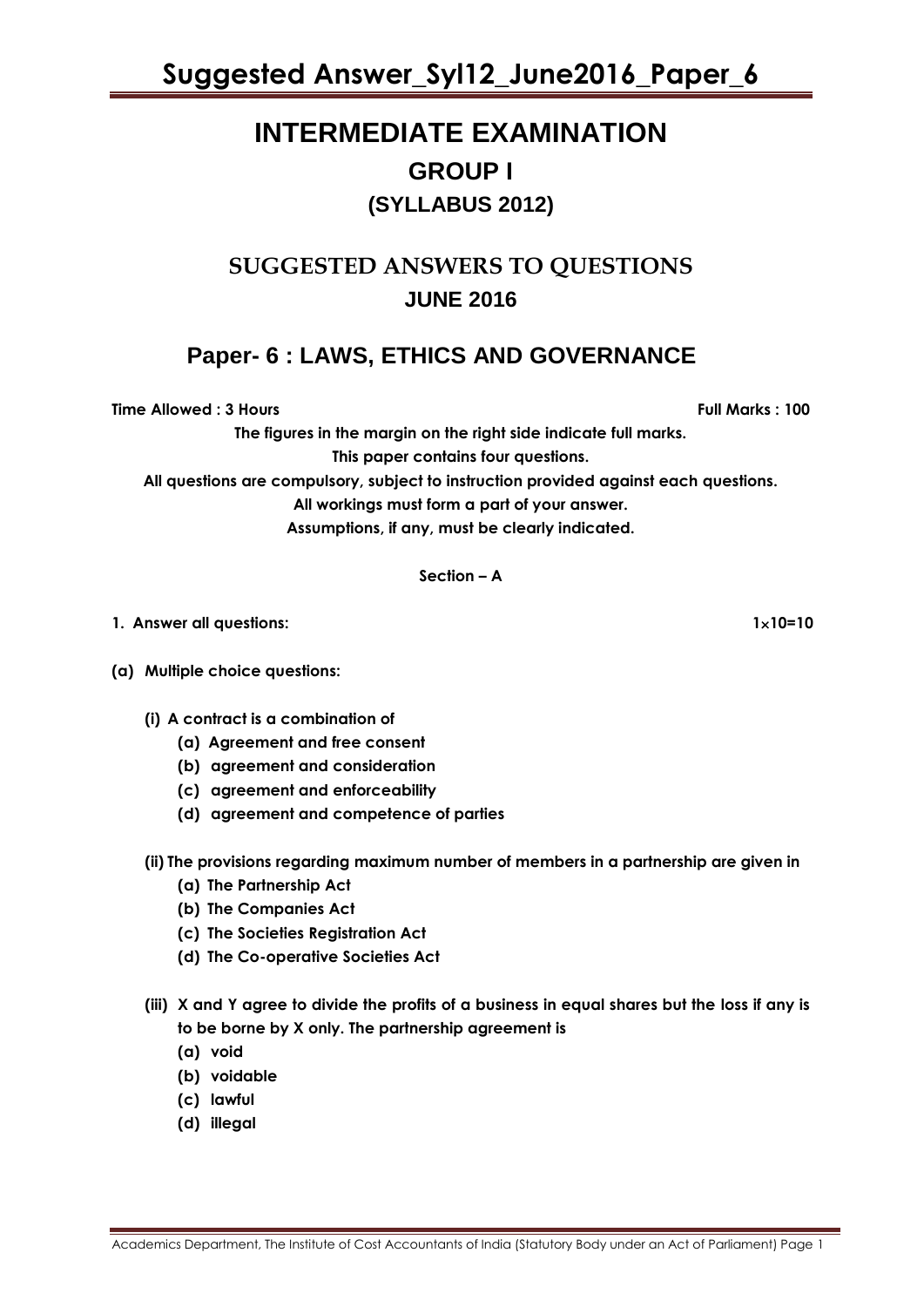# INTERMEDIATE EXAMINATION

## GROUP I

### (SYLLABUS 2012)

## SUGGESTED ANSWERS TO QUESTIONS

### JUNE 2016

## Paper- 6 : LAWS, ETHICS AND GOVERNANCE

**Time Allowed : 3 Hours** **Full Marks : 100**

**The figures in the margin on the right side indicate full marks.**

**This paper contains four questions.**

**All questions are compulsory, subject to instruction provided against each questions.**

**All workings must form a part of your answer.**

**Assumptions, if any, must be clearly indicated.**

**Section – A**

**1. Answer all questions:** **1×10=10**

**(a) Multiple choice questions:**

**(i) A contract is a combination of**

- **(a) Agreement and free consent**
- **(b) agreement and consideration**
- **(c) agreement and enforceability**
- **(d) agreement and competence of parties**

**(ii) The provisions regarding maximum number of members in a partnership are given in**

- **(a) The Partnership Act**
- **(b) The Companies Act**
- **(c) The Societies Registration Act**
- **(d) The Co-operative Societies Act**

**(iii) X and Y agree to divide the profits of a business in equal shares but the loss if any is to be borne by X only. The partnership agreement is**

- **(a) void**
- **(b) voidable**
- **(c) lawful**
- **(d) illegal**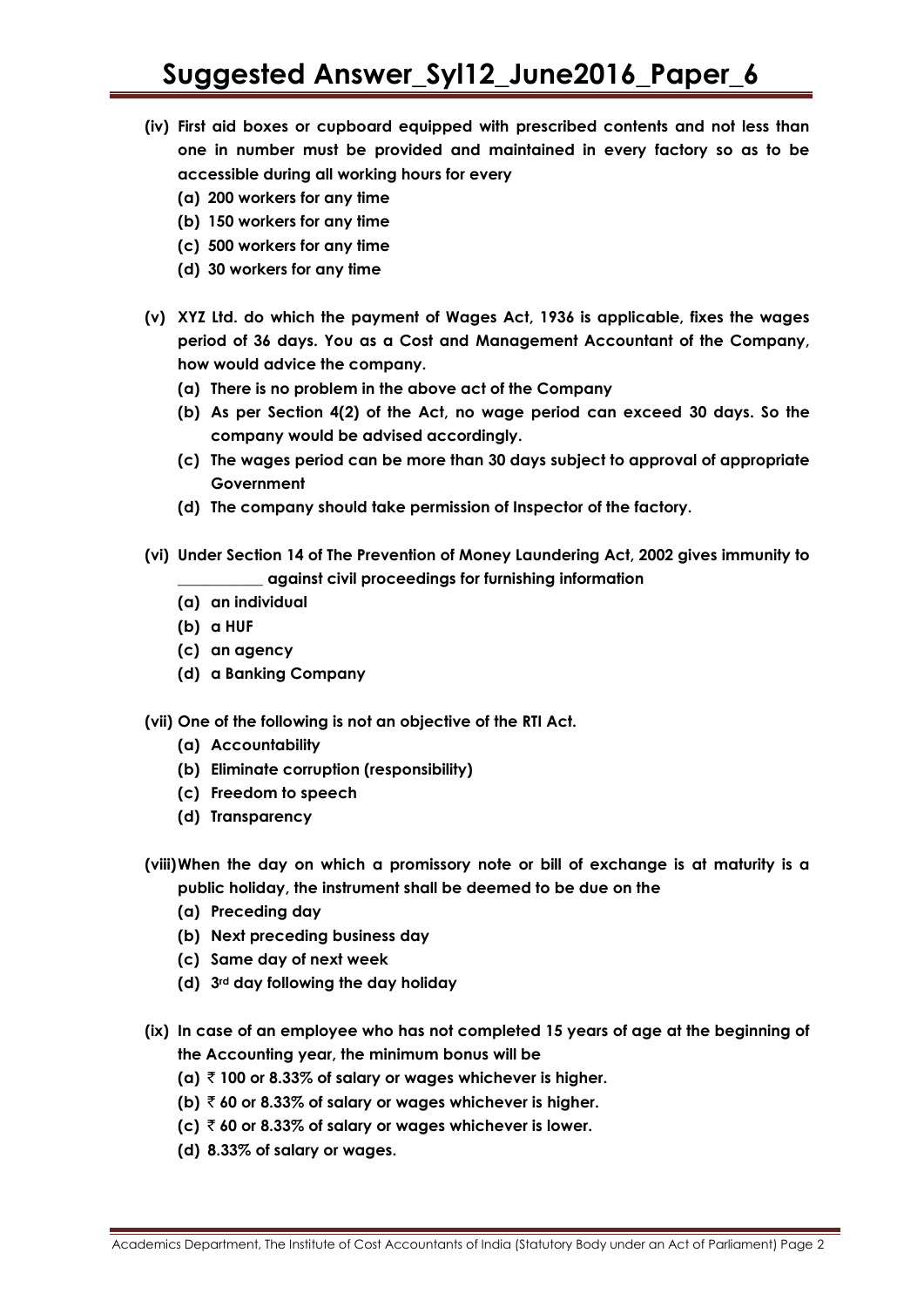**(iv) First aid boxes or cupboard equipped with prescribed contents and not less than one in number must be provided and maintained in every factory so as to be accessible during all working hours for every**

**(a) 200 workers for any time**

**(b) 150 workers for any time**

**(c) 500 workers for any time**

**(d) 30 workers for any time**

**(v) XYZ Ltd. do which the payment of Wages Act, 1936 is applicable, fixes the wages period of 36 days. You as a Cost and Management Accountant of the Company, how would advice the company.**

**(a) There is no problem in the above act of the Company**

**(b) As per Section 4(2) of the Act, no wage period can exceed 30 days. So the company would be advised accordingly.**

**(c) The wages period can be more than 30 days subject to approval of appropriate Government**

**(d) The company should take permission of Inspector of the factory.**

**(vi) Under Section 14 of The Prevention of Money Laundering Act, 2002 gives immunity to __________ against civil proceedings for furnishing information**

**(a) an individual**

**(b) a HUF**

**(c) an agency**

**(d) a Banking Company**

**(vii) One of the following is not an objective of the RTI Act.**

**(a) Accountability**

**(b) Eliminate corruption (responsibility)**

**(c) Freedom to speech**

**(d) Transparency**

**(viii) When the day on which a promissory note or bill of exchange is at maturity is a public holiday, the instrument shall be deemed to be due on the**

**(a) Preceding day**

**(b) Next preceding business day**

**(c) Same day of next week**

**(d) 3rd day following the day holiday**

**(ix) In case of an employee who has not completed 15 years of age at the beginning of the Accounting year, the minimum bonus will be**

**(a) ₹ 100 or 8.33% of salary or wages whichever is higher.**

**(b) ₹ 60 or 8.33% of salary or wages whichever is higher.**

**(c) ₹ 60 or 8.33% of salary or wages whichever is lower.**

**(d) 8.33% of salary or wages.**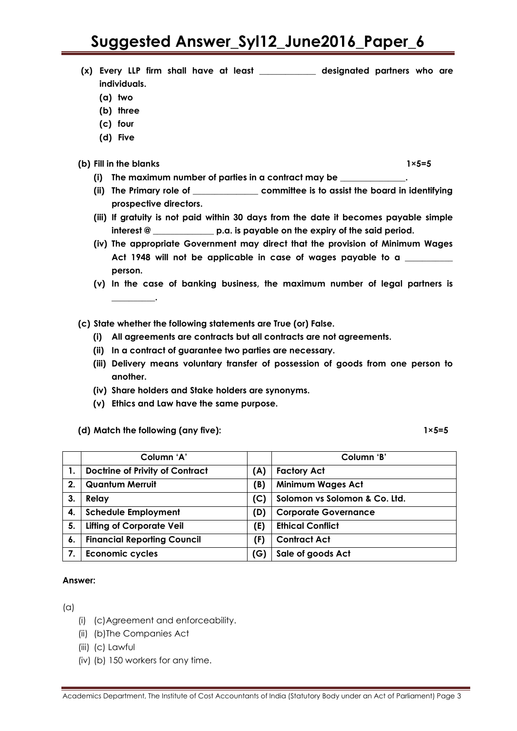**(x) Every LLP firm shall have at least ____________ designated partners who are individuals.**

**(a) two**

**(b) three**

**(c) four**

**(d) Five**

**(b) Fill in the blanks** **1×5=5**

**(i) The maximum number of parties in a contract may be ______________.**

**(ii) The Primary role of ______________ committee is to assist the board in identifying prospective directors.**

**(iii) If gratuity is not paid within 30 days from the date it becomes payable simple interest @ _____________ p.a. is payable on the expiry of the said period.**

**(iv) The appropriate Government may direct that the provision of Minimum Wages Act 1948 will not be applicable in case of wages payable to a __________ person.**

**(v) In the case of banking business, the maximum number of legal partners is _________.**

**(c) State whether the following statements are True (or) False.**

**(i) All agreements are contracts but all contracts are not agreements.**

**(ii) In a contract of guarantee two parties are necessary.**

**(iii) Delivery means voluntary transfer of possession of goods from one person to another.**

**(iv) Share holders and Stake holders are synonyms.**

**(v) Ethics and Law have the same purpose.**

**(d) Match the following (any five):** **1×5=5**

| | Column 'A' | | Column 'B' |
|---|---|---|---|
| 1. | Doctrine of Privity of Contract | (A) | Factory Act |
| 2. | Quantum Merruit | (B) | Minimum Wages Act |
| 3. | Relay | (C) | Solomon vs Solomon & Co. Ltd. |
| 4. | Schedule Employment | (D) | Corporate Governance |
| 5. | Lifting of Corporate Veil | (E) | Ethical Conflict |
| 6. | Financial Reporting Council | (F) | Contract Act |
| 7. | Economic cycles | (G) | Sale of goods Act |

**Answer:**

(a)

(i) (c)Agreement and enforceability.

(ii) (b)The Companies Act

(iii) (c) Lawful

(iv) (b) 150 workers for any time.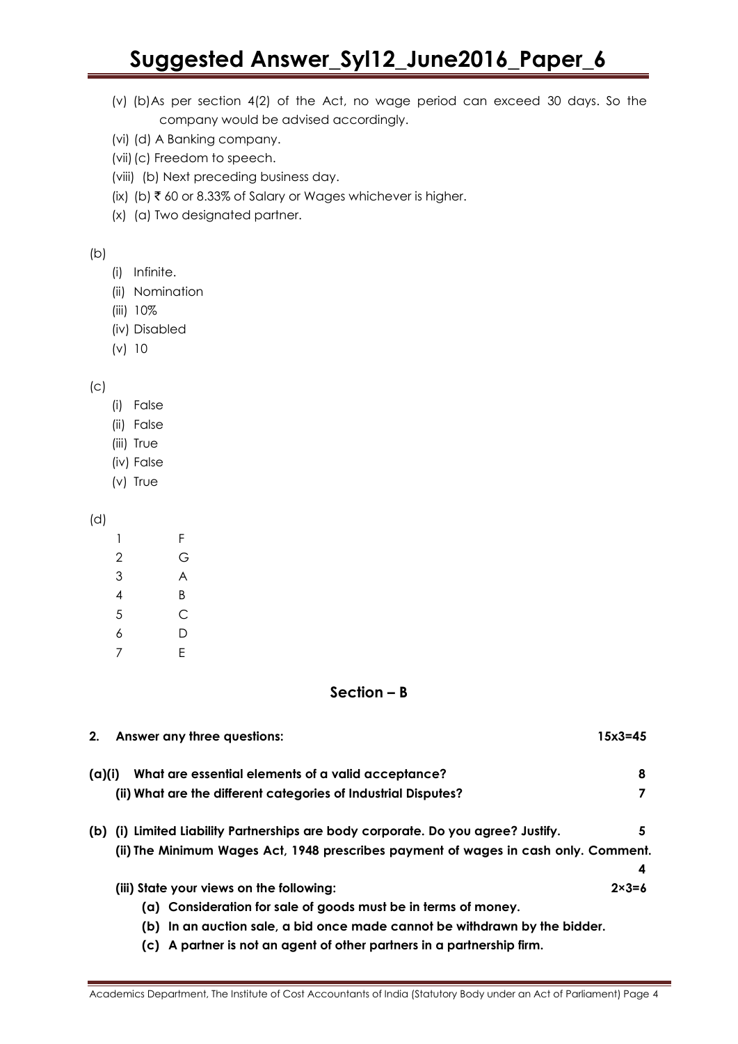(v) (b) As per section 4(2) of the Act, no wage period can exceed 30 days. So the company would be advised accordingly.

(vi) (d) A Banking company.

(vii) (c) Freedom to speech.

(viii) (b) Next preceding business day.

(ix) (b) ₹ 60 or 8.33% of Salary or Wages whichever is higher.

(x) (a) Two designated partner.

(b)

(i) Infinite.

(ii) Nomination

(iii) 10%

(iv) Disabled

(v) 10

(c)

(i) False

(ii) False

(iii) True

(iv) False

(v) True

(d)

| | |
|---|---|
| 1 | F |
| 2 | G |
| 3 | A |
| 4 | B |
| 5 | C |
| 6 | D |
| 7 | E |

## Section – B

**2. Answer any three questions: 15x3=45**

**(a)(i) What are essential elements of a valid acceptance? 8**

**(ii) What are the different categories of Industrial Disputes? 7**

**(b) (i) Limited Liability Partnerships are body corporate. Do you agree? Justify. 5**

**(ii) The Minimum Wages Act, 1948 prescribes payment of wages in cash only. Comment. 4**

**(iii) State your views on the following: 2×3=6**

**(a) Consideration for sale of goods must be in terms of money.**

**(b) In an auction sale, a bid once made cannot be withdrawn by the bidder.**

**(c) A partner is not an agent of other partners in a partnership firm.**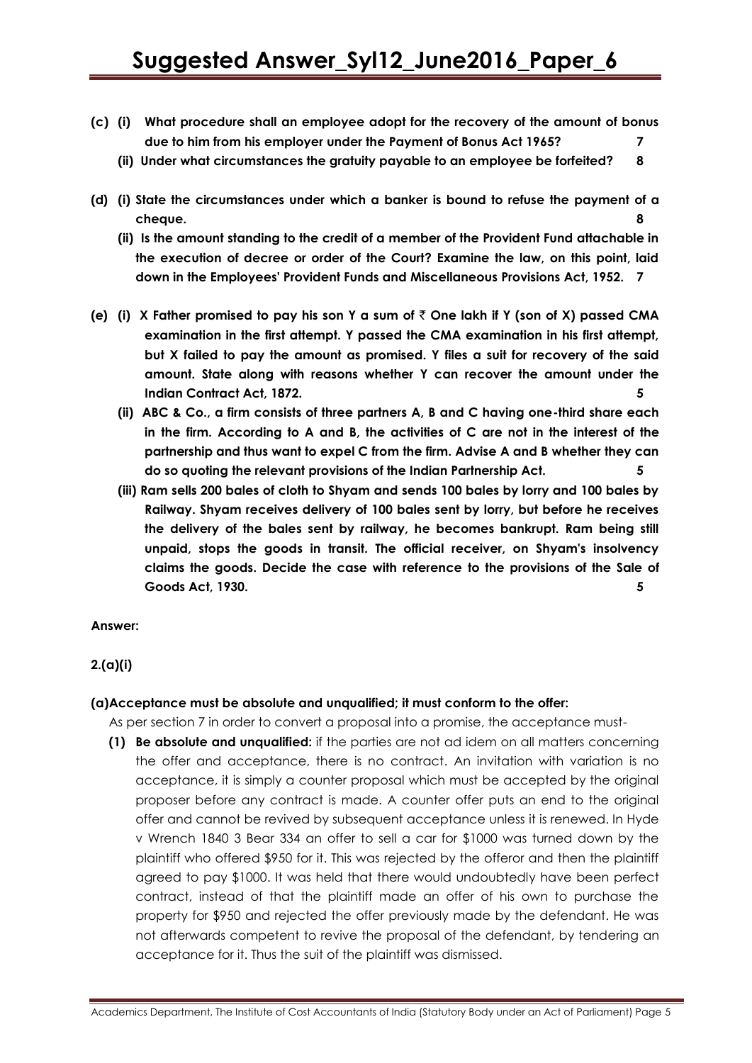**(c) (i) What procedure shall an employee adopt for the recovery of the amount of bonus due to him from his employer under the Payment of Bonus Act 1965? 7**

**(ii) Under what circumstances the gratuity payable to an employee be forfeited? 8**

**(d) (i) State the circumstances under which a banker is bound to refuse the payment of a cheque. 8**

**(ii) Is the amount standing to the credit of a member of the Provident Fund attachable in the execution of decree or order of the Court? Examine the law, on this point, laid down in the Employees' Provident Funds and Miscellaneous Provisions Act, 1952. 7**

**(e) (i) X Father promised to pay his son Y a sum of ₹ One lakh if Y (son of X) passed CMA examination in the first attempt. Y passed the CMA examination in his first attempt, but X failed to pay the amount as promised. Y files a suit for recovery of the said amount. State along with reasons whether Y can recover the amount under the Indian Contract Act, 1872. 5**

**(ii) ABC & Co., a firm consists of three partners A, B and C having one-third share each in the firm. According to A and B, the activities of C are not in the interest of the partnership and thus want to expel C from the firm. Advise A and B whether they can do so quoting the relevant provisions of the Indian Partnership Act. 5**

**(iii) Ram sells 200 bales of cloth to Shyam and sends 100 bales by lorry and 100 bales by Railway. Shyam receives delivery of 100 bales sent by lorry, but before he receives the delivery of the bales sent by railway, he becomes bankrupt. Ram being still unpaid, stops the goods in transit. The official receiver, on Shyam's insolvency claims the goods. Decide the case with reference to the provisions of the Sale of Goods Act, 1930. 5**

**Answer:**

**2.(a)(i)**

**(a)Acceptance must be absolute and unqualified; it must conform to the offer:**

As per section 7 in order to convert a proposal into a promise, the acceptance must-

**(1) Be absolute and unqualified:** if the parties are not ad idem on all matters concerning the offer and acceptance, there is no contract. An invitation with variation is no acceptance, it is simply a counter proposal which must be accepted by the original proposer before any contract is made. A counter offer puts an end to the original offer and cannot be revived by subsequent acceptance unless it is renewed. In Hyde v Wrench 1840 3 Bear 334 an offer to sell a car for $1000 was turned down by the plaintiff who offered $950 for it. This was rejected by the offeror and then the plaintiff agreed to pay $1000. It was held that there would undoubtedly have been perfect contract, instead of that the plaintiff made an offer of his own to purchase the property for $950 and rejected the offer previously made by the defendant. He was not afterwards competent to revive the proposal of the defendant, by tendering an acceptance for it. Thus the suit of the plaintiff was dismissed.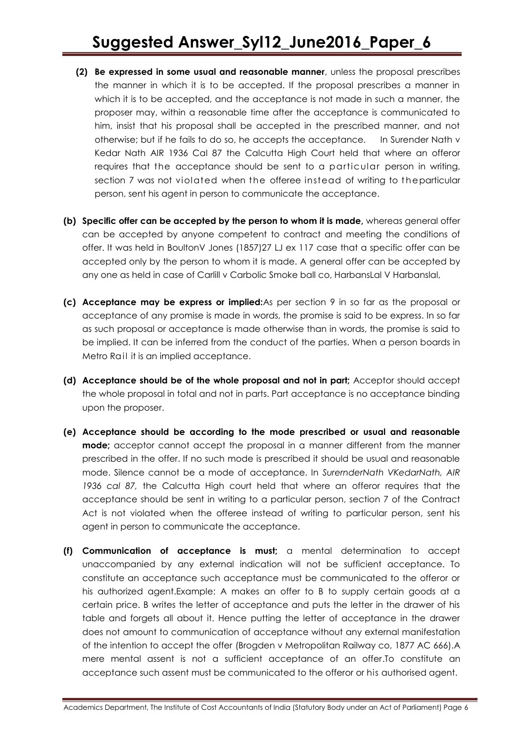**(2) Be expressed in some usual and reasonable manner**, unless the proposal prescribes the manner in which it is to be accepted. If the proposal prescribes a manner in which it is to be accepted, and the acceptance is not made in such a manner, the proposer may, within a reasonable time after the acceptance is communicated to him, insist that his proposal shall be accepted in the prescribed manner, and not otherwise; but if he fails to do so, he accepts the acceptance. In Surender Nath v Kedar Nath AIR 1936 Cal 87 the Calcutta High Court held that where an offeror requires that the acceptance should be sent to a particular person in writing, section 7 was not violated when the offeree instead of writing to theparticular person, sent his agent in person to communicate the acceptance.

**(b) Specific offer can be accepted by the person to whom it is made,** whereas general offer can be accepted by anyone competent to contract and meeting the conditions of offer. It was held in BoultonV Jones (1857)27 LJ ex 117 case that a specific offer can be accepted only by the person to whom it is made. A general offer can be accepted by any one as held in case of Carlill v Carbolic Smoke ball co, HarbansLal V Harbanslal,

**(c) Acceptance may be express or implied:**As per section 9 in so far as the proposal or acceptance of any promise is made in words, the promise is said to be express. In so far as such proposal or acceptance is made otherwise than in words, the promise is said to be implied. It can be inferred from the conduct of the parties. When a person boards in Metro Rail it is an implied acceptance.

**(d) Acceptance should be of the whole proposal and not in part;** Acceptor should accept the whole proposal in total and not in parts. Part acceptance is no acceptance binding upon the proposer.

**(e) Acceptance should be according to the mode prescribed or usual and reasonable mode;** acceptor cannot accept the proposal in a manner different from the manner prescribed in the offer. If no such mode is prescribed it should be usual and reasonable mode. Silence cannot be a mode of acceptance. In *SurernderNath VKedarNath, AIR 1936 cal 87,* the Calcutta High court held that where an offeror requires that the acceptance should be sent in writing to a particular person, section 7 of the Contract Act is not violated when the offeree instead of writing to particular person, sent his agent in person to communicate the acceptance.

**(f) Communication of acceptance is must;** a mental determination to accept unaccompanied by any external indication will not be sufficient acceptance. To constitute an acceptance such acceptance must be communicated to the offeror or his authorized agent.Example: A makes an offer to B to supply certain goods at a certain price. B writes the letter of acceptance and puts the letter in the drawer of his table and forgets all about it. Hence putting the letter of acceptance in the drawer does not amount to communication of acceptance without any external manifestation of the intention to accept the offer (Brogden v Metropolitan Railway co, 1877 AC 666).A mere mental assent is not a sufficient acceptance of an offer.To constitute an acceptance such assent must be communicated to the offeror or his authorised agent.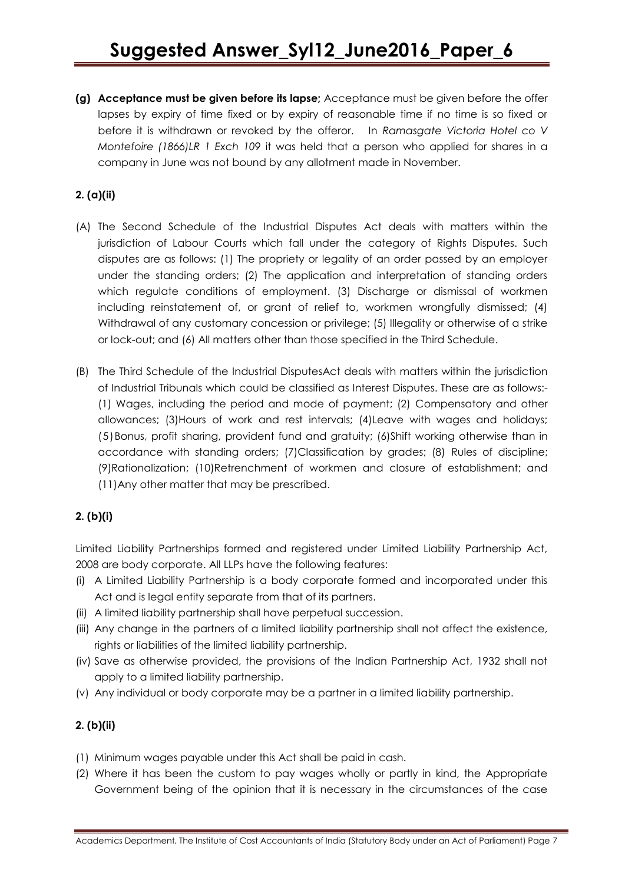**(g) Acceptance must be given before its lapse;** Acceptance must be given before the offer lapses by expiry of time fixed or by expiry of reasonable time if no time is so fixed or before it is withdrawn or revoked by the offeror. In *Ramasgate Victoria Hotel co V Montefoire (1866)LR 1 Exch 109* it was held that a person who applied for shares in a company in June was not bound by any allotment made in November.

**2. (a)(ii)**

(A) The Second Schedule of the Industrial Disputes Act deals with matters within the jurisdiction of Labour Courts which fall under the category of Rights Disputes. Such disputes are as follows: (1) The propriety or legality of an order passed by an employer under the standing orders; (2) The application and interpretation of standing orders which regulate conditions of employment. (3) Discharge or dismissal of workmen including reinstatement of, or grant of relief to, workmen wrongfully dismissed; (4) Withdrawal of any customary concession or privilege; (5) Illegality or otherwise of a strike or lock-out; and (6) All matters other than those specified in the Third Schedule.

(B) The Third Schedule of the Industrial DisputesAct deals with matters within the jurisdiction of Industrial Tribunals which could be classified as Interest Disputes. These are as follows:- (1) Wages, including the period and mode of payment; (2) Compensatory and other allowances; (3)Hours of work and rest intervals; (4)Leave with wages and holidays; (5)Bonus, profit sharing, provident fund and gratuity; (6)Shift working otherwise than in accordance with standing orders; (7)Classification by grades; (8) Rules of discipline; (9)Rationalization; (10)Retrenchment of workmen and closure of establishment; and (11)Any other matter that may be prescribed.

**2. (b)(i)**

Limited Liability Partnerships formed and registered under Limited Liability Partnership Act, 2008 are body corporate. All LLPs have the following features:

(i) A Limited Liability Partnership is a body corporate formed and incorporated under this Act and is legal entity separate from that of its partners.
(ii) A limited liability partnership shall have perpetual succession.
(iii) Any change in the partners of a limited liability partnership shall not affect the existence, rights or liabilities of the limited liability partnership.
(iv) Save as otherwise provided, the provisions of the Indian Partnership Act, 1932 shall not apply to a limited liability partnership.
(v) Any individual or body corporate may be a partner in a limited liability partnership.

**2. (b)(ii)**

(1) Minimum wages payable under this Act shall be paid in cash.
(2) Where it has been the custom to pay wages wholly or partly in kind, the Appropriate Government being of the opinion that it is necessary in the circumstances of the case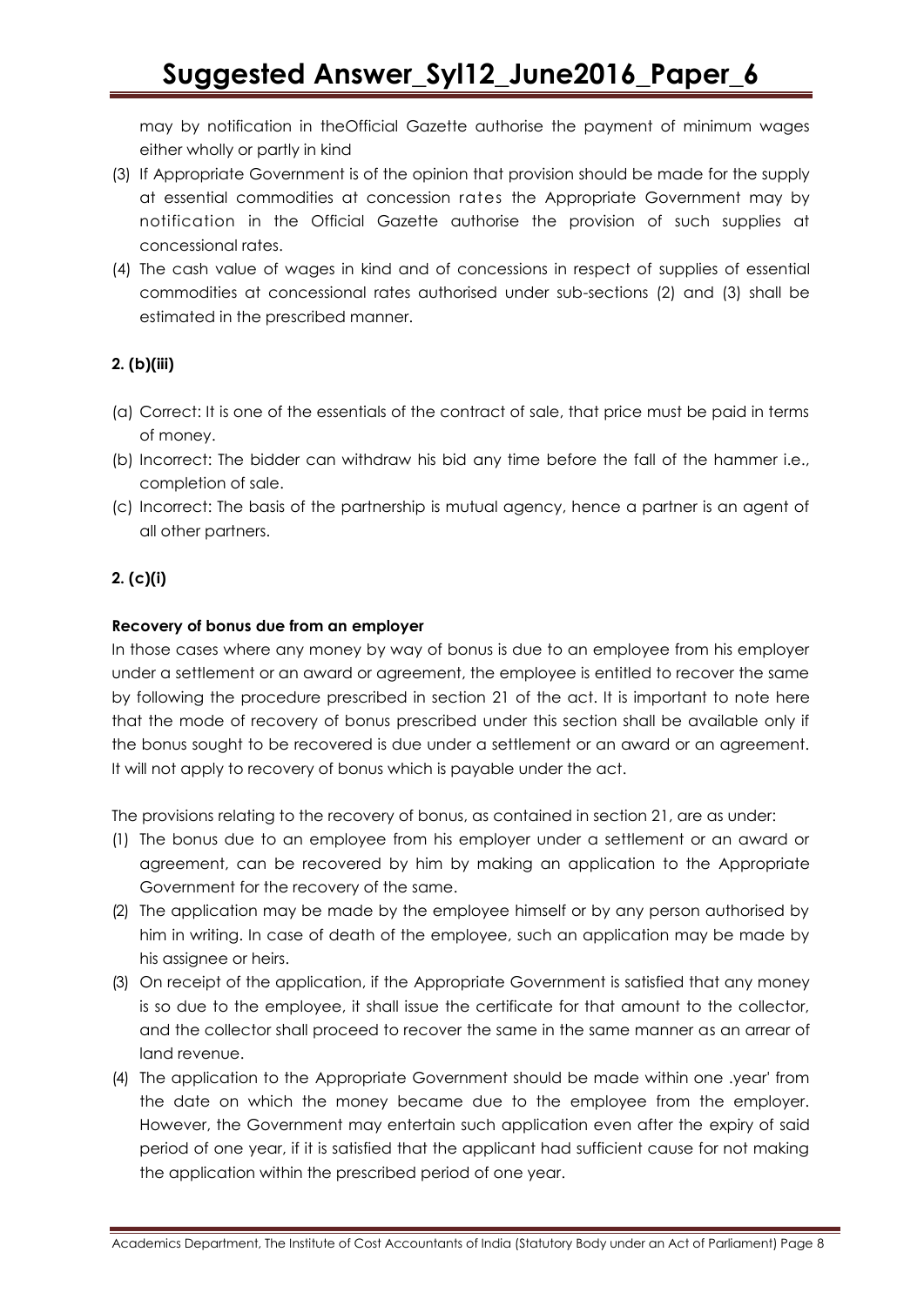may by notification in theOfficial Gazette authorise the payment of minimum wages either wholly or partly in kind

(3) If Appropriate Government is of the opinion that provision should be made for the supply at essential commodities at concession rates the Appropriate Government may by notification in the Official Gazette authorise the provision of such supplies at concessional rates.
(4) The cash value of wages in kind and of concessions in respect of supplies of essential commodities at concessional rates authorised under sub-sections (2) and (3) shall be estimated in the prescribed manner.

**2. (b)(iii)**

(a) Correct: It is one of the essentials of the contract of sale, that price must be paid in terms of money.
(b) Incorrect: The bidder can withdraw his bid any time before the fall of the hammer i.e., completion of sale.
(c) Incorrect: The basis of the partnership is mutual agency, hence a partner is an agent of all other partners.

**2. (c)(i)**

**Recovery of bonus due from an employer**

In those cases where any money by way of bonus is due to an employee from his employer under a settlement or an award or agreement, the employee is entitled to recover the same by following the procedure prescribed in section 21 of the act. It is important to note here that the mode of recovery of bonus prescribed under this section shall be available only if the bonus sought to be recovered is due under a settlement or an award or an agreement. It will not apply to recovery of bonus which is payable under the act.

The provisions relating to the recovery of bonus, as contained in section 21, are as under:

(1) The bonus due to an employee from his employer under a settlement or an award or agreement, can be recovered by him by making an application to the Appropriate Government for the recovery of the same.
(2) The application may be made by the employee himself or by any person authorised by him in writing. In case of death of the employee, such an application may be made by his assignee or heirs.
(3) On receipt of the application, if the Appropriate Government is satisfied that any money is so due to the employee, it shall issue the certificate for that amount to the collector, and the collector shall proceed to recover the same in the same manner as an arrear of land revenue.
(4) The application to the Appropriate Government should be made within one .year' from the date on which the money became due to the employee from the employer. However, the Government may entertain such application even after the expiry of said period of one year, if it is satisfied that the applicant had sufficient cause for not making the application within the prescribed period of one year.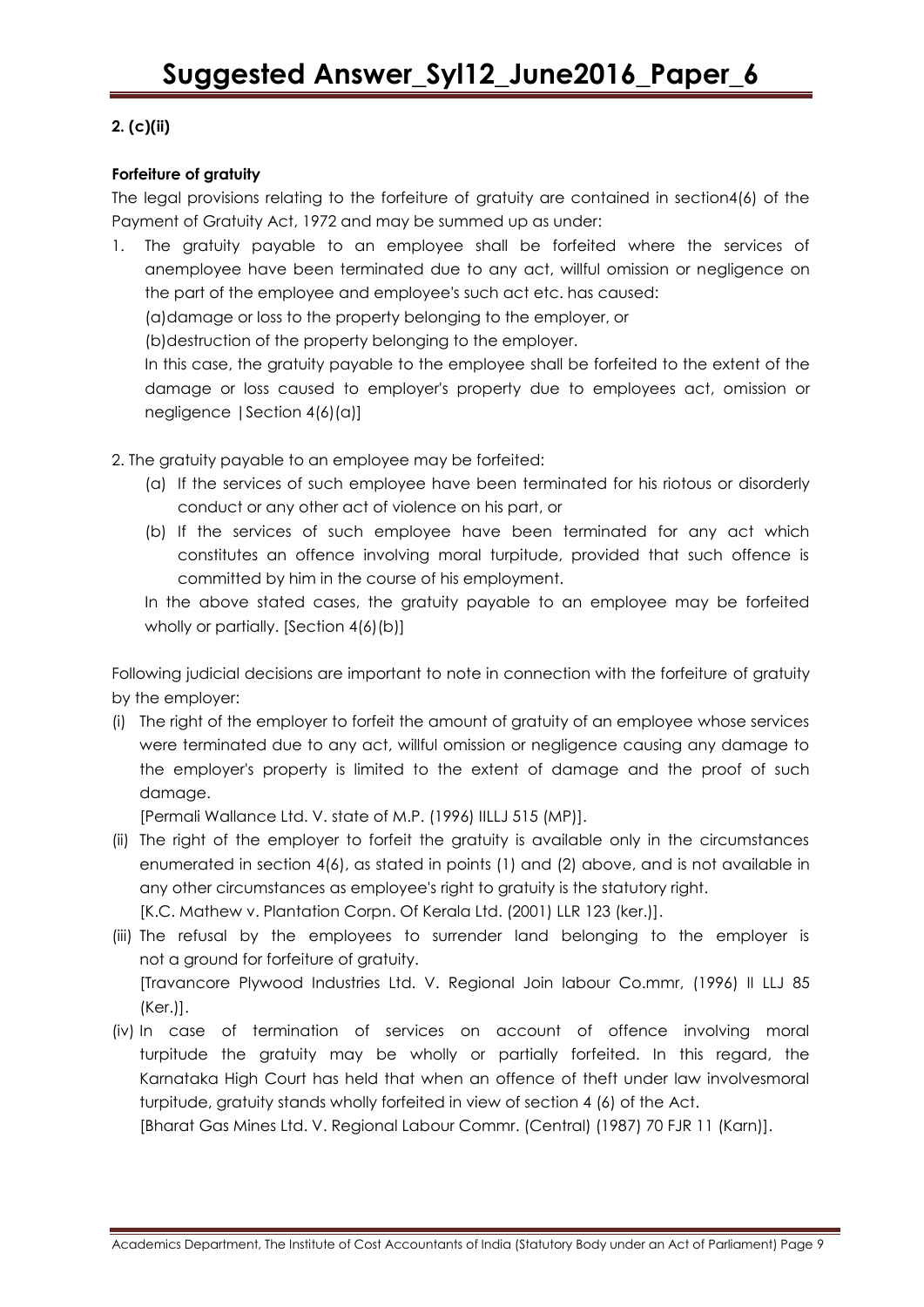**2. (c)(ii)**

**Forfeiture of gratuity**

The legal provisions relating to the forfeiture of gratuity are contained in section4(6) of the Payment of Gratuity Act, 1972 and may be summed up as under:

1. The gratuity payable to an employee shall be forfeited where the services of anemployee have been terminated due to any act, willful omission or negligence on the part of the employee and employee's such act etc. has caused:

   (a) damage or loss to the property belonging to the employer, or

   (b) destruction of the property belonging to the employer.

   In this case, the gratuity payable to the employee shall be forfeited to the extent of the damage or loss caused to employer's property due to employees act, omission or negligence |Section 4(6)(a)]

2. The gratuity payable to an employee may be forfeited:

   (a) If the services of such employee have been terminated for his riotous or disorderly conduct or any other act of violence on his part, or

   (b) If the services of such employee have been terminated for any act which constitutes an offence involving moral turpitude, provided that such offence is committed by him in the course of his employment.

   In the above stated cases, the gratuity payable to an employee may be forfeited wholly or partially. [Section 4(6)(b)]

Following judicial decisions are important to note in connection with the forfeiture of gratuity by the employer:

(i) The right of the employer to forfeit the amount of gratuity of an employee whose services were terminated due to any act, willful omission or negligence causing any damage to the employer's property is limited to the extent of damage and the proof of such damage.

[Permali Wallance Ltd. V. state of M.P. (1996) IILLJ 515 (MP)].

(ii) The right of the employer to forfeit the gratuity is available only in the circumstances enumerated in section 4(6), as stated in points (1) and (2) above, and is not available in any other circumstances as employee's right to gratuity is the statutory right.

[K.C. Mathew v. Plantation Corpn. Of Kerala Ltd. (2001) LLR 123 (ker.)].

(iii) The refusal by the employees to surrender land belonging to the employer is not a ground for forfeiture of gratuity.

[Travancore Plywood Industries Ltd. V. Regional Join labour Co.mmr, (1996) II LLJ 85 (Ker.)].

(iv) In case of termination of services on account of offence involving moral turpitude the gratuity may be wholly or partially forfeited. In this regard, the Karnataka High Court has held that when an offence of theft under law involvesmoral turpitude, gratuity stands wholly forfeited in view of section 4 (6) of the Act.

[Bharat Gas Mines Ltd. V. Regional Labour Commr. (Central) (1987) 70 FJR 11 (Karn)].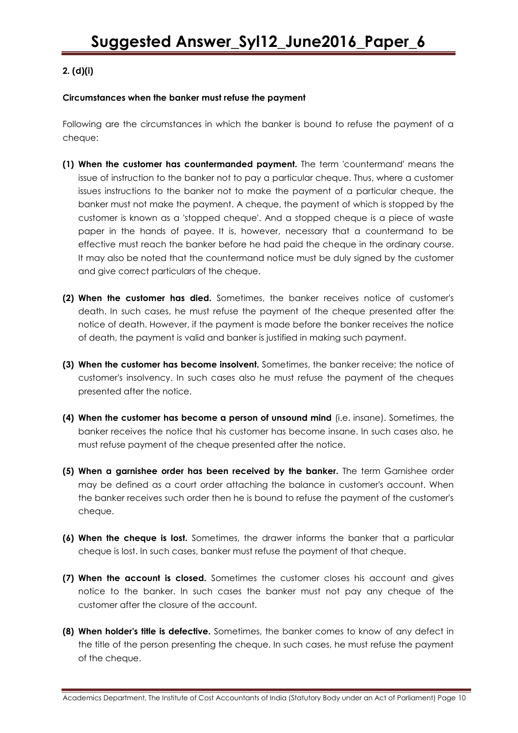**2. (d)(i)**

**Circumstances when the banker must refuse the payment**

Following are the circumstances in which the banker is bound to refuse the payment of a cheque:

**(1) When the customer has countermanded payment.** The term 'countermand' means the issue of instruction to the banker not to pay a particular cheque. Thus, where a customer issues instructions to the banker not to make the payment of a particular cheque, the banker must not make the payment. A cheque, the payment of which is stopped by the customer is known as a 'stopped cheque'. And a stopped cheque is a piece of waste paper in the hands of payee. It is, however, necessary that a countermand to be effective must reach the banker before he had paid the cheque in the ordinary course. It may also be noted that the countermand notice must be duly signed by the customer and give correct particulars of the cheque.

**(2) When the customer has died.** Sometimes, the banker receives notice of customer's death. In such cases, he must refuse the payment of the cheque presented after the notice of death. However, if the payment is made before the banker receives the notice of death, the payment is valid and banker is justified in making such payment.

**(3) When the customer has become insolvent.** Sometimes, the banker receive; the notice of customer's insolvency. In such cases also he must refuse the payment of the cheques presented after the notice.

**(4) When the customer has become a person of unsound mind** (i.e. insane). Sometimes, the banker receives the notice that his customer has become insane. In such cases also, he must refuse payment of the cheque presented after the notice.

**(5) When a garnishee order has been received by the banker.** The term Garnishee order may be defined as a court order attaching the balance in customer's account. When the banker receives such order then he is bound to refuse the payment of the customer's cheque.

**(6) When the cheque is lost.** Sometimes, the drawer informs the banker that a particular cheque is lost. In such cases, banker must refuse the payment of that cheque.

**(7) When the account is closed.** Sometimes the customer closes his account and gives notice to the banker. In such cases the banker must not pay any cheque of the customer after the closure of the account.

**(8) When holder's title is defective.** Sometimes, the banker comes to know of any defect in the title of the person presenting the cheque. In such cases, he must refuse the payment of the cheque.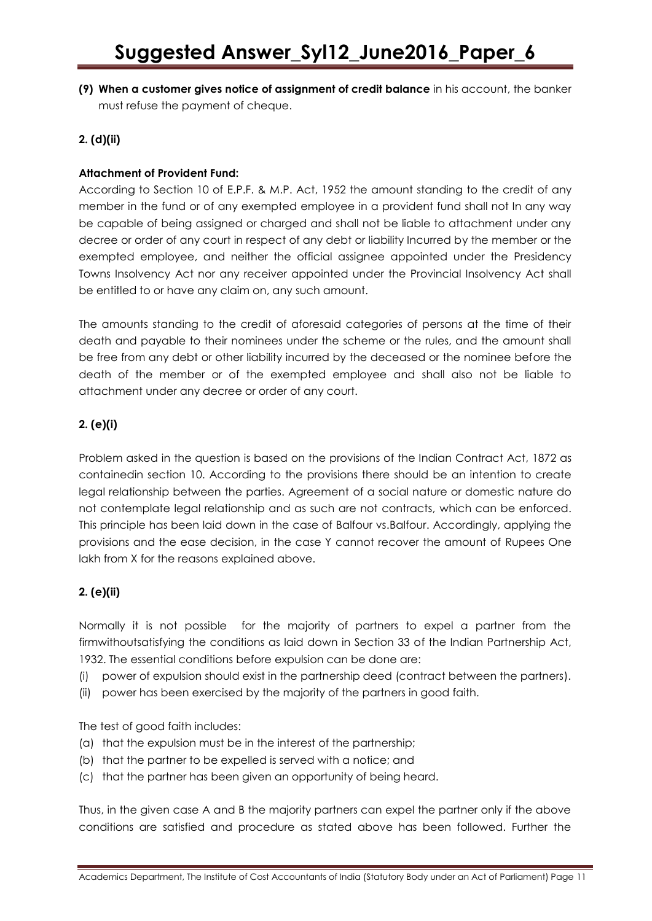**(9) When a customer gives notice of assignment of credit balance** in his account, the banker must refuse the payment of cheque.

**2. (d)(ii)**

**Attachment of Provident Fund:**

According to Section 10 of E.P.F. & M.P. Act, 1952 the amount standing to the credit of any member in the fund or of any exempted employee in a provident fund shall not In any way be capable of being assigned or charged and shall not be liable to attachment under any decree or order of any court in respect of any debt or liability Incurred by the member or the exempted employee, and neither the official assignee appointed under the Presidency Towns Insolvency Act nor any receiver appointed under the Provincial Insolvency Act shall be entitled to or have any claim on, any such amount.

The amounts standing to the credit of aforesaid categories of persons at the time of their death and payable to their nominees under the scheme or the rules, and the amount shall be free from any debt or other liability incurred by the deceased or the nominee before the death of the member or of the exempted employee and shall also not be liable to attachment under any decree or order of any court.

**2. (e)(i)**

Problem asked in the question is based on the provisions of the Indian Contract Act, 1872 as containedin section 10. According to the provisions there should be an intention to create legal relationship between the parties. Agreement of a social nature or domestic nature do not contemplate legal relationship and as such are not contracts, which can be enforced. This principle has been laid down in the case of Balfour vs.Balfour. Accordingly, applying the provisions and the ease decision, in the case Y cannot recover the amount of Rupees One lakh from X for the reasons explained above.

**2. (e)(ii)**

Normally it is not possible for the majority of partners to expel a partner from the firmwithoutsatisfying the conditions as laid down in Section 33 of the Indian Partnership Act, 1932. The essential conditions before expulsion can be done are:

(i) power of expulsion should exist in the partnership deed (contract between the partners).
(ii) power has been exercised by the majority of the partners in good faith.

The test of good faith includes:

(a) that the expulsion must be in the interest of the partnership;
(b) that the partner to be expelled is served with a notice; and
(c) that the partner has been given an opportunity of being heard.

Thus, in the given case A and B the majority partners can expel the partner only if the above conditions are satisfied and procedure as stated above has been followed. Further the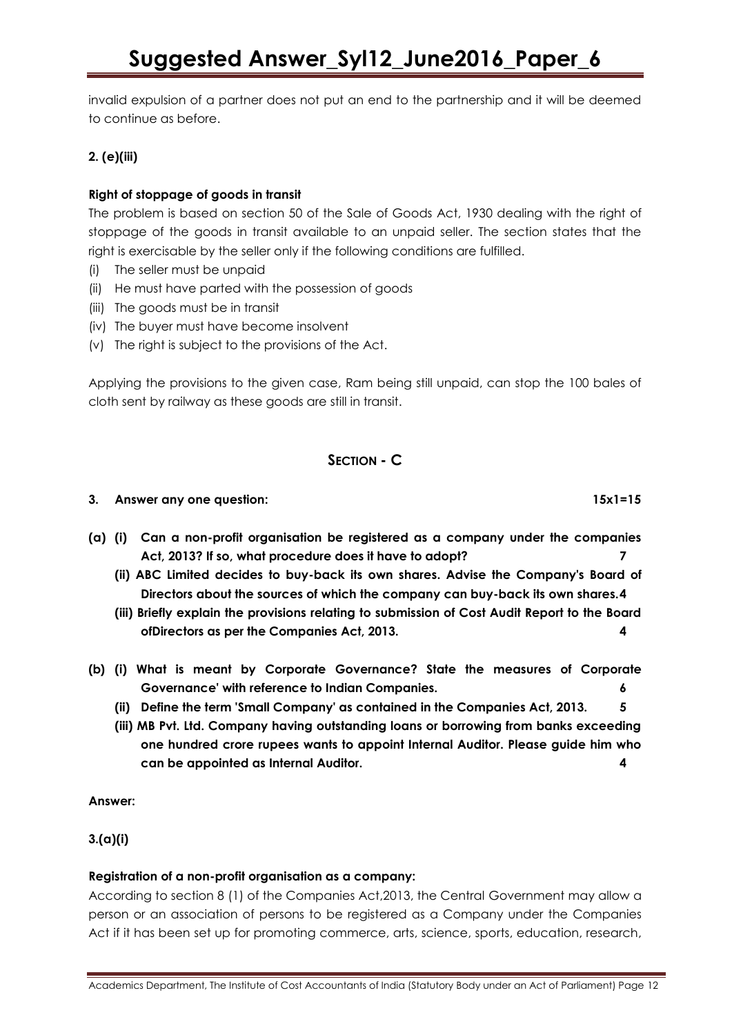invalid expulsion of a partner does not put an end to the partnership and it will be deemed to continue as before.

**2. (e)(iii)**

**Right of stoppage of goods in transit**

The problem is based on section 50 of the Sale of Goods Act, 1930 dealing with the right of stoppage of the goods in transit available to an unpaid seller. The section states that the right is exercisable by the seller only if the following conditions are fulfilled.

(i) The seller must be unpaid
(ii) He must have parted with the possession of goods
(iii) The goods must be in transit
(iv) The buyer must have become insolvent
(v) The right is subject to the provisions of the Act.

Applying the provisions to the given case, Ram being still unpaid, can stop the 100 bales of cloth sent by railway as these goods are still in transit.

## SECTION - C

**3. Answer any one question: 15x1=15**

**(a) (i) Can a non-profit organisation be registered as a company under the companies Act, 2013? If so, what procedure does it have to adopt? 7**

**(ii) ABC Limited decides to buy-back its own shares. Advise the Company's Board of Directors about the sources of which the company can buy-back its own shares. 4**

**(iii) Briefly explain the provisions relating to submission of Cost Audit Report to the Board ofDirectors as per the Companies Act, 2013. 4**

**(b) (i) What is meant by Corporate Governance? State the measures of Corporate Governance' with reference to Indian Companies. 6**

**(ii) Define the term 'Small Company' as contained in the Companies Act, 2013. 5**

**(iii) MB Pvt. Ltd. Company having outstanding loans or borrowing from banks exceeding one hundred crore rupees wants to appoint Internal Auditor. Please guide him who can be appointed as Internal Auditor. 4**

**Answer:**

**3.(a)(i)**

**Registration of a non-profit organisation as a company:**

According to section 8 (1) of the Companies Act,2013, the Central Government may allow a person or an association of persons to be registered as a Company under the Companies Act if it has been set up for promoting commerce, arts, science, sports, education, research,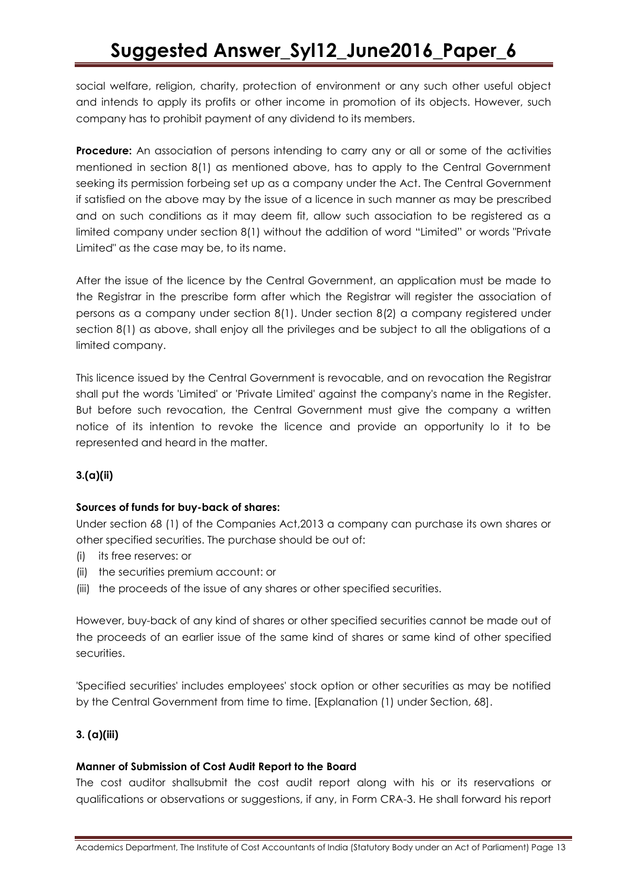social welfare, religion, charity, protection of environment or any such other useful object and intends to apply its profits or other income in promotion of its objects. However, such company has to prohibit payment of any dividend to its members.

**Procedure:** An association of persons intending to carry any or all or some of the activities mentioned in section 8(1) as mentioned above, has to apply to the Central Government seeking its permission forbeing set up as a company under the Act. The Central Government if satisfied on the above may by the issue of a licence in such manner as may be prescribed and on such conditions as it may deem fit, allow such association to be registered as a limited company under section 8(1) without the addition of word "Limited" or words "Private Limited" as the case may be, to its name.

After the issue of the licence by the Central Government, an application must be made to the Registrar in the prescribe form after which the Registrar will register the association of persons as a company under section 8(1). Under section 8(2) a company registered under section 8(1) as above, shall enjoy all the privileges and be subject to all the obligations of a limited company.

This licence issued by the Central Government is revocable, and on revocation the Registrar shall put the words 'Limited' or 'Private Limited' against the company's name in the Register. But before such revocation, the Central Government must give the company a written notice of its intention to revoke the licence and provide an opportunity lo it to be represented and heard in the matter.

**3.(a)(ii)**

**Sources of funds for buy-back of shares:**

Under section 68 (1) of the Companies Act,2013 a company can purchase its own shares or other specified securities. The purchase should be out of:

(i) its free reserves: or
(ii) the securities premium account: or
(iii) the proceeds of the issue of any shares or other specified securities.

However, buy-back of any kind of shares or other specified securities cannot be made out of the proceeds of an earlier issue of the same kind of shares or same kind of other specified securities.

'Specified securities' includes employees' stock option or other securities as may be notified by the Central Government from time to time. [Explanation (1) under Section, 68].

**3. (a)(iii)**

**Manner of Submission of Cost Audit Report to the Board**

The cost auditor shallsubmit the cost audit report along with his or its reservations or qualifications or observations or suggestions, if any, in Form CRA-3. He shall forward his report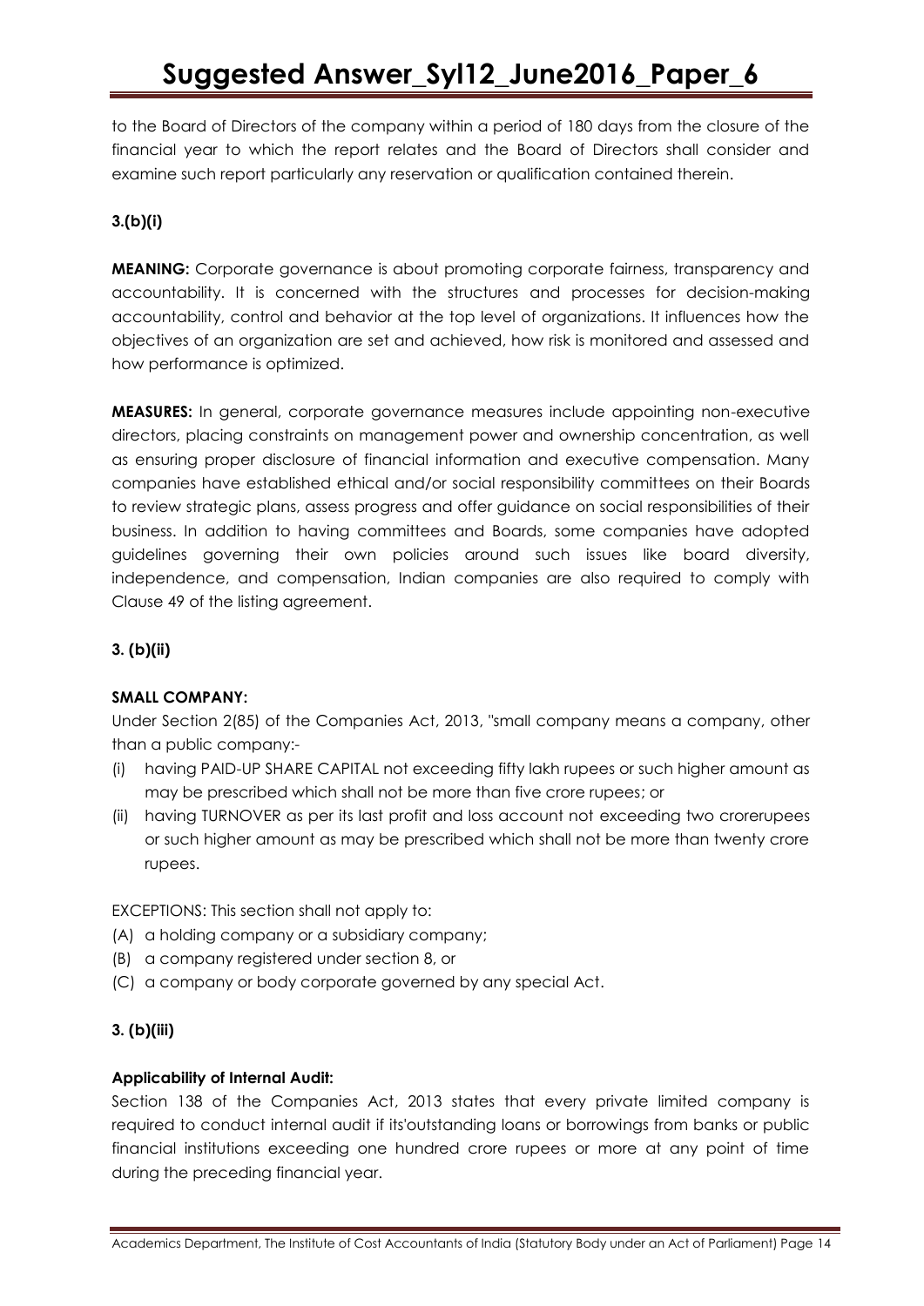to the Board of Directors of the company within a period of 180 days from the closure of the financial year to which the report relates and the Board of Directors shall consider and examine such report particularly any reservation or qualification contained therein.

**3.(b)(i)**

**MEANING:** Corporate governance is about promoting corporate fairness, transparency and accountability. It is concerned with the structures and processes for decision-making accountability, control and behavior at the top level of organizations. It influences how the objectives of an organization are set and achieved, how risk is monitored and assessed and how performance is optimized.

**MEASURES:** In general, corporate governance measures include appointing non-executive directors, placing constraints on management power and ownership concentration, as well as ensuring proper disclosure of financial information and executive compensation. Many companies have established ethical and/or social responsibility committees on their Boards to review strategic plans, assess progress and offer guidance on social responsibilities of their business. In addition to having committees and Boards, some companies have adopted guidelines governing their own policies around such issues like board diversity, independence, and compensation, Indian companies are also required to comply with Clause 49 of the listing agreement.

**3. (b)(ii)**

**SMALL COMPANY:**

Under Section 2(85) of the Companies Act, 2013, "small company means a company, other than a public company:-

(i) having PAID-UP SHARE CAPITAL not exceeding fifty lakh rupees or such higher amount as may be prescribed which shall not be more than five crore rupees; or
(ii) having TURNOVER as per its last profit and loss account not exceeding two crorerupees or such higher amount as may be prescribed which shall not be more than twenty crore rupees.

EXCEPTIONS: This section shall not apply to:

(A) a holding company or a subsidiary company;
(B) a company registered under section 8, or
(C) a company or body corporate governed by any special Act.

**3. (b)(iii)**

**Applicability of Internal Audit:**

Section 138 of the Companies Act, 2013 states that every private limited company is required to conduct internal audit if its'outstanding loans or borrowings from banks or public financial institutions exceeding one hundred crore rupees or more at any point of time during the preceding financial year.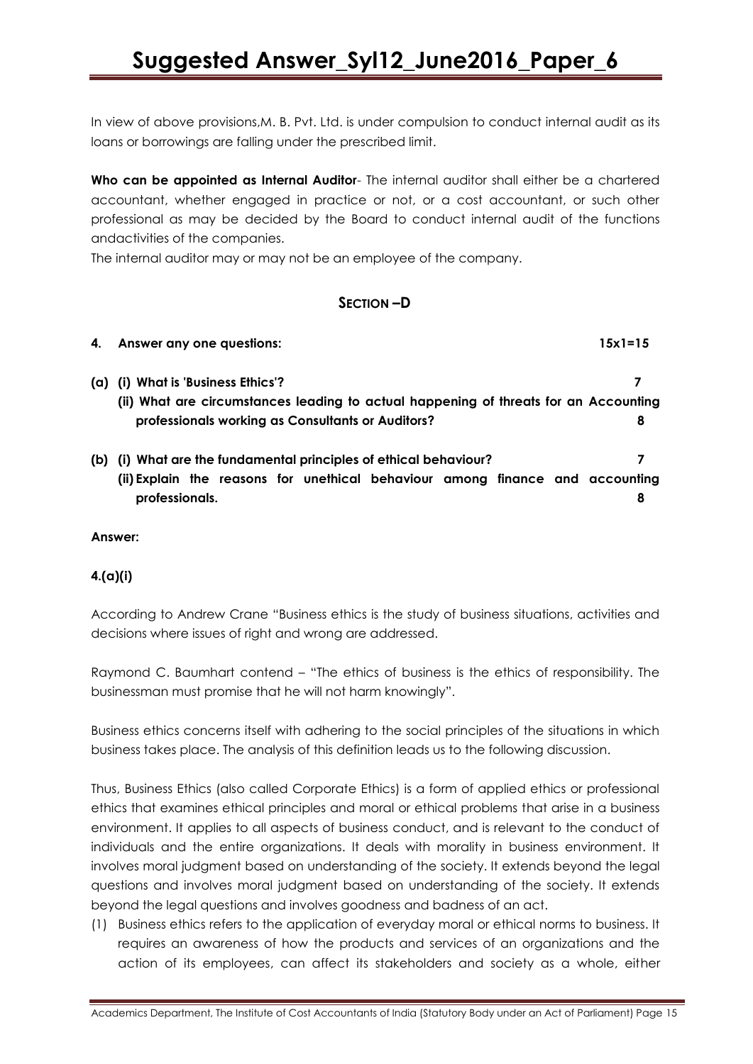In view of above provisions,M. B. Pvt. Ltd. is under compulsion to conduct internal audit as its loans or borrowings are falling under the prescribed limit.

**Who can be appointed as Internal Auditor**- The internal auditor shall either be a chartered accountant, whether engaged in practice or not, or a cost accountant, or such other professional as may be decided by the Board to conduct internal audit of the functions andactivities of the companies.

The internal auditor may or may not be an employee of the company.

## SECTION –D

**4. Answer any one questions: 15x1=15**

**(a) (i) What is 'Business Ethics'? 7**

**(ii) What are circumstances leading to actual happening of threats for an Accounting professionals working as Consultants or Auditors? 8**

**(b) (i) What are the fundamental principles of ethical behaviour? 7**

**(ii) Explain the reasons for unethical behaviour among finance and accounting professionals. 8**

**Answer:**

**4.(a)(i)**

According to Andrew Crane "Business ethics is the study of business situations, activities and decisions where issues of right and wrong are addressed.

Raymond C. Baumhart contend – "The ethics of business is the ethics of responsibility. The businessman must promise that he will not harm knowingly".

Business ethics concerns itself with adhering to the social principles of the situations in which business takes place. The analysis of this definition leads us to the following discussion.

Thus, Business Ethics (also called Corporate Ethics) is a form of applied ethics or professional ethics that examines ethical principles and moral or ethical problems that arise in a business environment. It applies to all aspects of business conduct, and is relevant to the conduct of individuals and the entire organizations. It deals with morality in business environment. It involves moral judgment based on understanding of the society. It extends beyond the legal questions and involves moral judgment based on understanding of the society. It extends beyond the legal questions and involves goodness and badness of an act.

(1) Business ethics refers to the application of everyday moral or ethical norms to business. It requires an awareness of how the products and services of an organizations and the action of its employees, can affect its stakeholders and society as a whole, either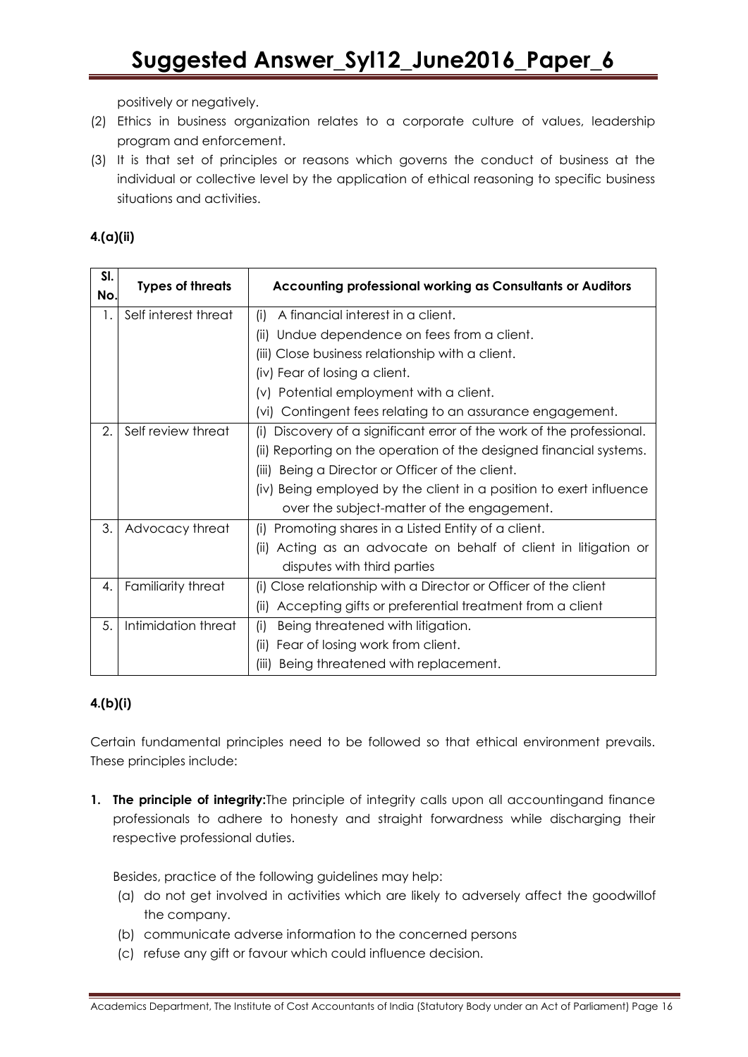positively or negatively.

(2) Ethics in business organization relates to a corporate culture of values, leadership program and enforcement.

(3) It is that set of principles or reasons which governs the conduct of business at the individual or collective level by the application of ethical reasoning to specific business situations and activities.

**4.(a)(ii)**

| Sl. No. | Types of threats | Accounting professional working as Consultants or Auditors |
|---|---|---|
| 1. | Self interest threat | (i) A financial interest in a client.<br>(ii) Undue dependence on fees from a client.<br>(iii) Close business relationship with a client.<br>(iv) Fear of losing a client.<br>(v) Potential employment with a client.<br>(vi) Contingent fees relating to an assurance engagement. |
| 2. | Self review threat | (i) Discovery of a significant error of the work of the professional.<br>(ii) Reporting on the operation of the designed financial systems.<br>(iii) Being a Director or Officer of the client.<br>(iv) Being employed by the client in a position to exert influence over the subject-matter of the engagement. |
| 3. | Advocacy threat | (i) Promoting shares in a Listed Entity of a client.<br>(ii) Acting as an advocate on behalf of client in litigation or disputes with third parties |
| 4. | Familiarity threat | (i) Close relationship with a Director or Officer of the client<br>(ii) Accepting gifts or preferential treatment from a client |
| 5. | Intimidation threat | (i) Being threatened with litigation.<br>(ii) Fear of losing work from client.<br>(iii) Being threatened with replacement. |

**4.(b)(i)**

Certain fundamental principles need to be followed so that ethical environment prevails. These principles include:

1. **The principle of integrity:**The principle of integrity calls upon all accountingand finance professionals to adhere to honesty and straight forwardness while discharging their respective professional duties.

   Besides, practice of the following guidelines may help:

   (a) do not get involved in activities which are likely to adversely affect the goodwillof the company.

   (b) communicate adverse information to the concerned persons

   (c) refuse any gift or favour which could influence decision.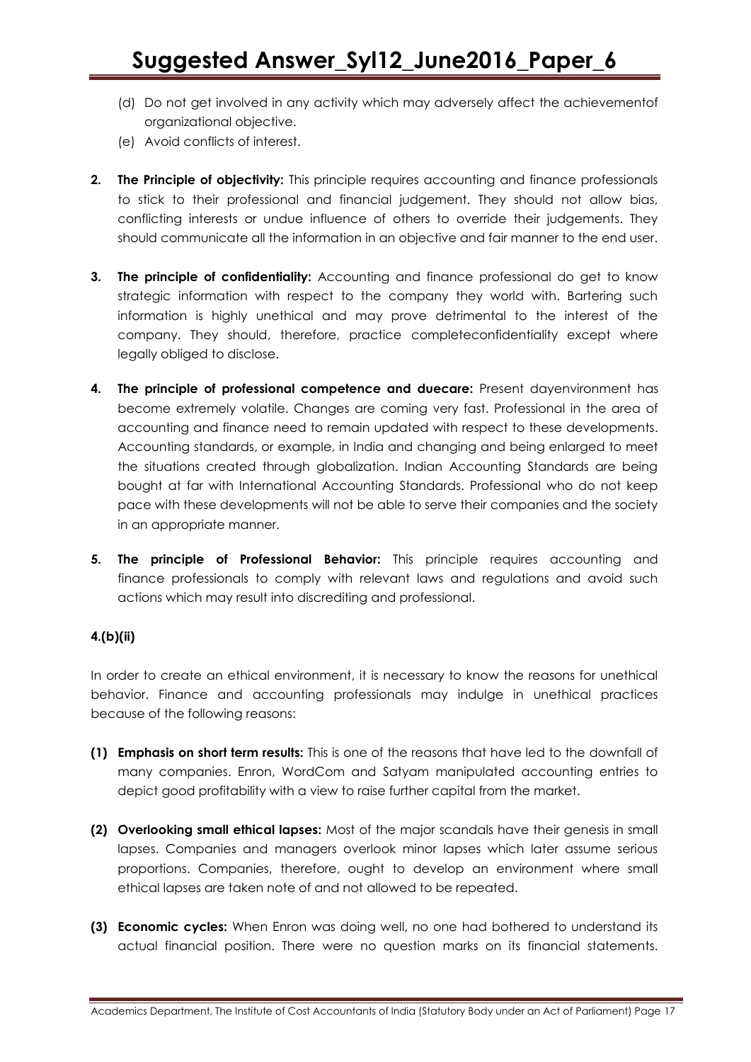(d) Do not get involved in any activity which may adversely affect the achievementof organizational objective.

(e) Avoid conflicts of interest.

**2. The Principle of objectivity:** This principle requires accounting and finance professionals to stick to their professional and financial judgement. They should not allow bias, conflicting interests or undue influence of others to override their judgements. They should communicate all the information in an objective and fair manner to the end user.

**3. The principle of confidentiality:** Accounting and finance professional do get to know strategic information with respect to the company they world with. Bartering such information is highly unethical and may prove detrimental to the interest of the company. They should, therefore, practice completeconfidentiality except where legally obliged to disclose.

**4. The principle of professional competence and duecare:** Present dayenvironment has become extremely volatile. Changes are coming very fast. Professional in the area of accounting and finance need to remain updated with respect to these developments. Accounting standards, or example, in India and changing and being enlarged to meet the situations created through globalization. Indian Accounting Standards are being bought at far with International Accounting Standards. Professional who do not keep pace with these developments will not be able to serve their companies and the society in an appropriate manner.

**5. The principle of Professional Behavior:** This principle requires accounting and finance professionals to comply with relevant laws and regulations and avoid such actions which may result into discrediting and professional.

**4.(b)(ii)**

In order to create an ethical environment, it is necessary to know the reasons for unethical behavior. Finance and accounting professionals may indulge in unethical practices because of the following reasons:

**(1) Emphasis on short term results:** This is one of the reasons that have led to the downfall of many companies. Enron, WordCom and Satyam manipulated accounting entries to depict good profitability with a view to raise further capital from the market.

**(2) Overlooking small ethical lapses:** Most of the major scandals have their genesis in small lapses. Companies and managers overlook minor lapses which later assume serious proportions. Companies, therefore, ought to develop an environment where small ethical lapses are taken note of and not allowed to be repeated.

**(3) Economic cycles:** When Enron was doing well, no one had bothered to understand its actual financial position. There were no question marks on its financial statements.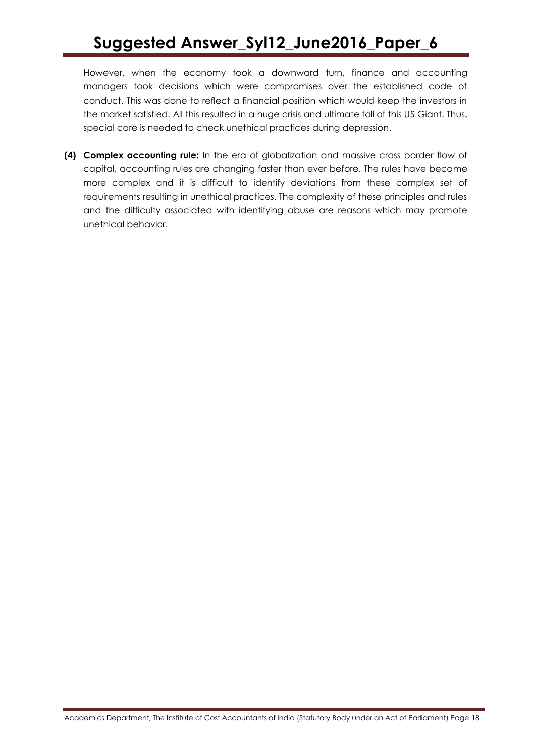However, when the economy took a downward turn, finance and accounting managers took decisions which were compromises over the established code of conduct. This was done to reflect a financial position which would keep the investors in the market satisfied. All this resulted in a huge crisis and ultimate fall of this US Giant. Thus, special care is needed to check unethical practices during depression.

**(4) Complex accounting rule:** In the era of globalization and massive cross border flow of capital, accounting rules are changing faster than ever before. The rules have become more complex and it is difficult to identify deviations from these complex set of requirements resulting in unethical practices. The complexity of these principles and rules and the difficulty associated with identifying abuse are reasons which may promote unethical behavior.